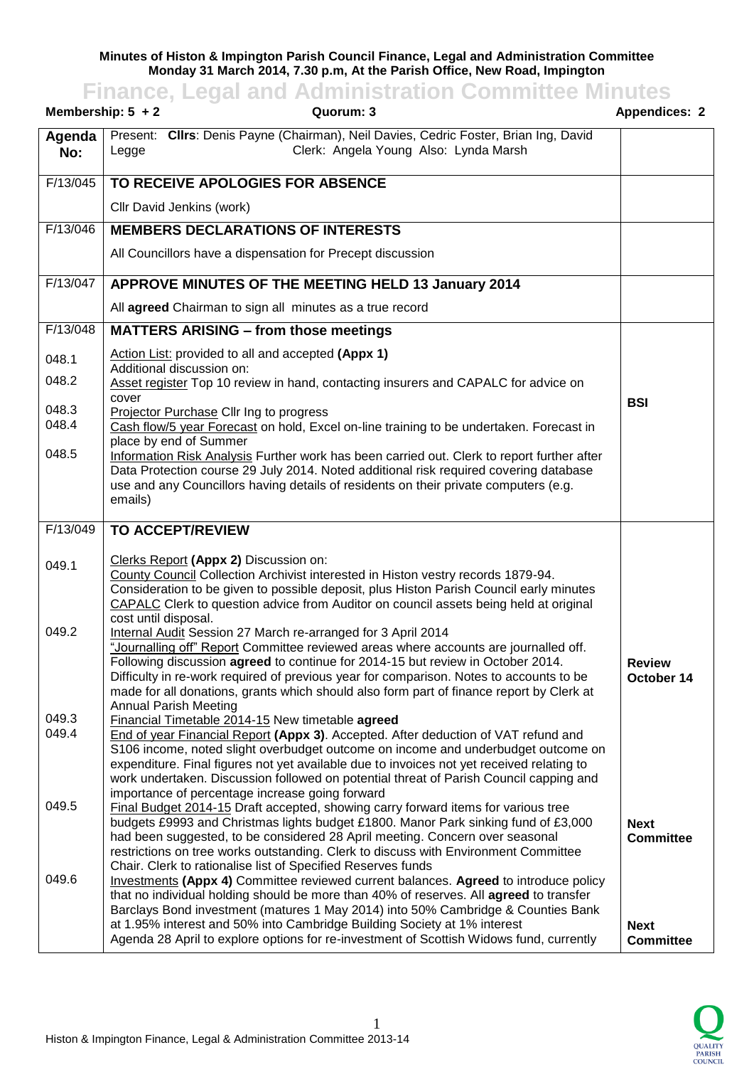**Minutes of Histon & Impington Parish Council Finance, Legal and Administration Committee**
**Monday 31 March 2014, 7.30 p.m, At the Parish Office, New Road, Impington**

# Finance, Legal and Administration Committee Minutes

**Membership: 5 + 2** **Quorum: 3** **Appendices: 2**

| Agenda No: | Present: **Cllrs**: Denis Payne (Chairman), Neil Davies, Cedric Foster, Brian Ing, David Legge Clerk: Angela Young Also: Lynda Marsh | |
|---|---|---|
| F/13/045 | **TO RECEIVE APOLOGIES FOR ABSENCE**<br>Cllr David Jenkins (work) | |
| F/13/046 | **MEMBERS DECLARATIONS OF INTERESTS**<br>All Councillors have a dispensation for Precept discussion | |
| F/13/047 | **APPROVE MINUTES OF THE MEETING HELD 13 January 2014**<br>All **agreed** Chairman to sign all minutes as a true record | |
| F/13/048 | **MATTERS ARISING – from those meetings** | |
| 048.1 | Action List: provided to all and accepted **(Appx 1)**<br>Additional discussion on: | |
| 048.2 | Asset register Top 10 review in hand, contacting insurers and CAPALC for advice on cover | **BSI** |
| 048.3 | Projector Purchase Cllr Ing to progress | |
| 048.4 | Cash flow/5 year Forecast on hold, Excel on-line training to be undertaken. Forecast in place by end of Summer | |
| 048.5 | Information Risk Analysis Further work has been carried out. Clerk to report further after Data Protection course 29 July 2014. Noted additional risk required covering database use and any Councillors having details of residents on their private computers (e.g. emails) | |
| F/13/049 | **TO ACCEPT/REVIEW** | |
| 049.1 | Clerks Report **(Appx 2)** Discussion on:<br>County Council Collection Archivist interested in Histon vestry records 1879-94. Consideration to be given to possible deposit, plus Histon Parish Council early minutes<br>CAPALC Clerk to question advice from Auditor on council assets being held at original cost until disposal. | |
| 049.2 | Internal Audit Session 27 March re-arranged for 3 April 2014<br>"Journalling off" Report Committee reviewed areas where accounts are journalled off. Following discussion **agreed** to continue for 2014-15 but review in October 2014. Difficulty in re-work required of previous year for comparison. Notes to accounts to be made for all donations, grants which should also form part of finance report by Clerk at Annual Parish Meeting | **Review October 14** |
| 049.3 | Financial Timetable 2014-15 New timetable **agreed** | |
| 049.4 | End of year Financial Report **(Appx 3)**. Accepted. After deduction of VAT refund and S106 income, noted slight overbudget outcome on income and underbudget outcome on expenditure. Final figures not yet available due to invoices not yet received relating to work undertaken. Discussion followed on potential threat of Parish Council capping and importance of percentage increase going forward | |
| 049.5 | Final Budget 2014-15 Draft accepted, showing carry forward items for various tree budgets £9993 and Christmas lights budget £1800. Manor Park sinking fund of £3,000 had been suggested, to be considered 28 April meeting. Concern over seasonal restrictions on tree works outstanding. Clerk to discuss with Environment Committee Chair. Clerk to rationalise list of Specified Reserves funds | **Next Committee** |
| 049.6 | Investments **(Appx 4)** Committee reviewed current balances. **Agreed** to introduce policy that no individual holding should be more than 40% of reserves. All **agreed** to transfer Barclays Bond investment (matures 1 May 2014) into 50% Cambridge & Counties Bank at 1.95% interest and 50% into Cambridge Building Society at 1% interest<br>Agenda 28 April to explore options for re-investment of Scottish Widows fund, currently | **Next Committee** |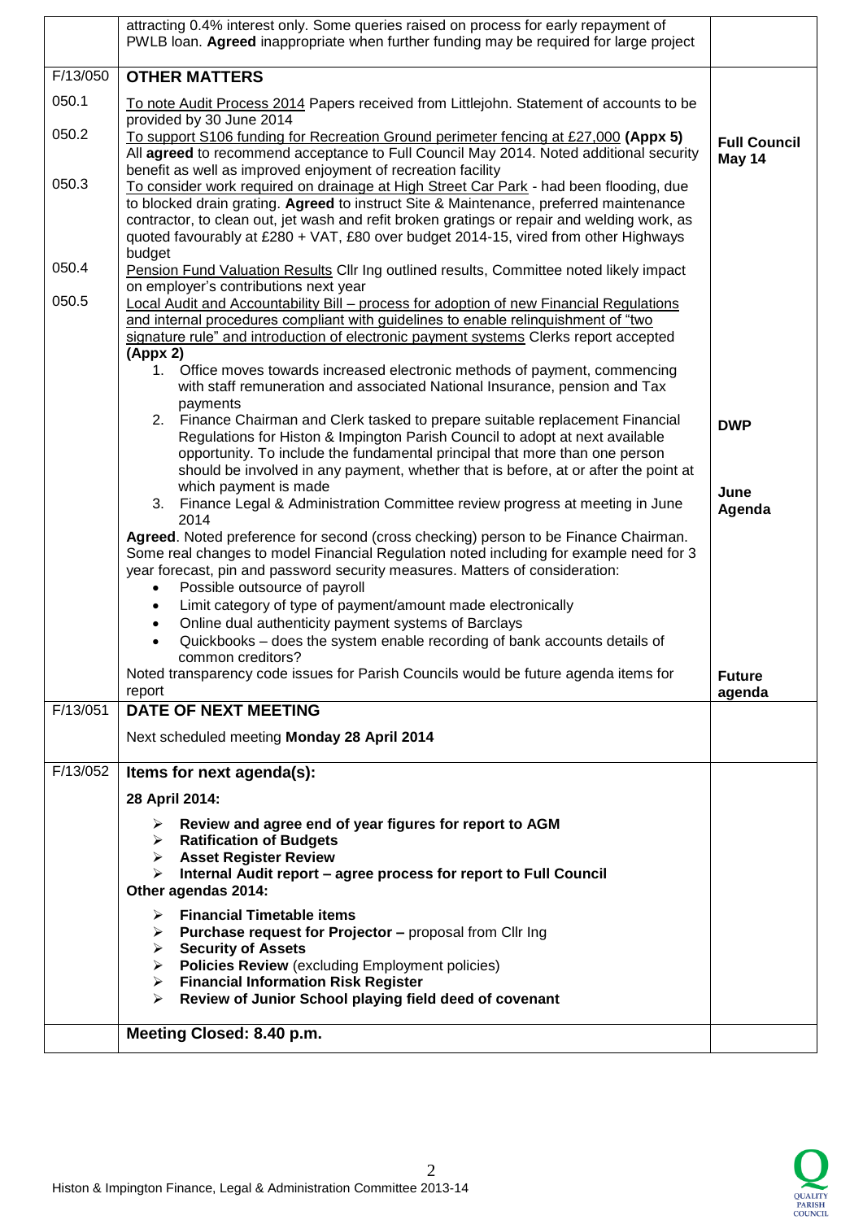| | | |
|---|---|---|
| | attracting 0.4% interest only. Some queries raised on process for early repayment of PWLB loan. **Agreed** inappropriate when further funding may be required for large project | |
| F/13/050 | **OTHER MATTERS** | |
| 050.1 | To note Audit Process 2014 Papers received from Littlejohn. Statement of accounts to be provided by 30 June 2014 | |
| 050.2 | To support S106 funding for Recreation Ground perimeter fencing at £27,000 **(Appx 5)** All **agreed** to recommend acceptance to Full Council May 2014. Noted additional security benefit as well as improved enjoyment of recreation facility | **Full Council May 14** |
| 050.3 | To consider work required on drainage at High Street Car Park - had been flooding, due to blocked drain grating. **Agreed** to instruct Site & Maintenance, preferred maintenance contractor, to clean out, jet wash and refit broken gratings or repair and welding work, as quoted favourably at £280 + VAT, £80 over budget 2014-15, vired from other Highways budget | |
| 050.4 | Pension Fund Valuation Results Cllr Ing outlined results, Committee noted likely impact on employer's contributions next year | |
| 050.5 | Local Audit and Accountability Bill – process for adoption of new Financial Regulations and internal procedures compliant with guidelines to enable relinquishment of "two signature rule" and introduction of electronic payment systems Clerks report accepted **(Appx 2)**<br>1. Office moves towards increased electronic methods of payment, commencing with staff remuneration and associated National Insurance, pension and Tax payments<br>2. Finance Chairman and Clerk tasked to prepare suitable replacement Financial Regulations for Histon & Impington Parish Council to adopt at next available opportunity. To include the fundamental principal that more than one person should be involved in any payment, whether that is before, at or after the point at which payment is made<br>3. Finance Legal & Administration Committee review progress at meeting in June 2014<br>**Agreed**. Noted preference for second (cross checking) person to be Finance Chairman. Some real changes to model Financial Regulation noted including for example need for 3 year forecast, pin and password security measures. Matters of consideration:<br>• Possible outsource of payroll<br>• Limit category of type of payment/amount made electronically<br>• Online dual authenticity payment systems of Barclays<br>• Quickbooks – does the system enable recording of bank accounts details of common creditors?<br>Noted transparency code issues for Parish Councils would be future agenda items for report | **DWP**<br><br>**June Agenda**<br><br>**Future agenda** |
| F/13/051 | **DATE OF NEXT MEETING**<br><br>Next scheduled meeting **Monday 28 April 2014** | |
| F/13/052 | **Items for next agenda(s):**<br><br>**28 April 2014:**<br>➢ **Review and agree end of year figures for report to AGM**<br>➢ **Ratification of Budgets**<br>➢ **Asset Register Review**<br>➢ **Internal Audit report – agree process for report to Full Council**<br>**Other agendas 2014:**<br>➢ **Financial Timetable items**<br>➢ **Purchase request for Projector –** proposal from Cllr Ing<br>➢ **Security of Assets**<br>➢ **Policies Review** (excluding Employment policies)<br>➢ **Financial Information Risk Register**<br>➢ **Review of Junior School playing field deed of covenant** | |
| | **Meeting Closed: 8.40 p.m.** | |